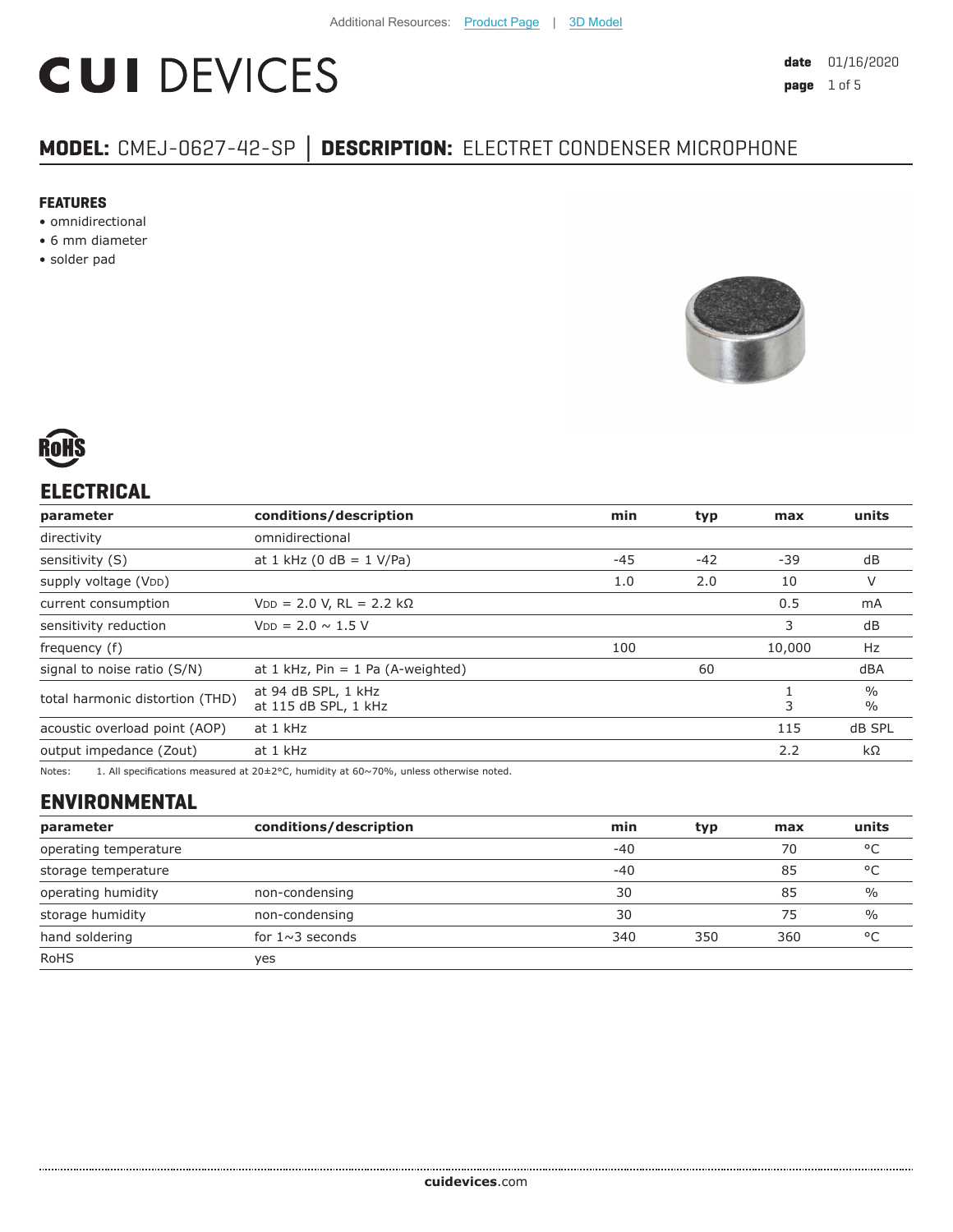Additional Resources: Product Page | 3D Model

# CUI DEVICES

date 01/16/2020

## MODEL: CMEJ-0627-42-SP | DESCRIPTION: ELECTRET CONDENSER MICROPHONE

### FEATURES

- omnidirectional
- 6 mm diameter
- solder pad

RoHS

## ELECTRICAL

| parameter | conditions/description | min | typ | max | units |
|---|---|---|---|---|---|
| directivity | omnidirectional | | | | |
| sensitivity (S) | at 1 kHz (0 dB = 1 V/Pa) | -45 | -42 | -39 | dB |
| supply voltage ($V_{DD}$) | | 1.0 | 2.0 | 10 | V |
| current consumption | $V_{DD}$ = 2.0 V, RL = 2.2 kΩ | | | 0.5 | mA |
| sensitivity reduction | $V_{DD}$ = 2.0 ~ 1.5 V | | | 3 | dB |
| frequency (f) | | 100 | | 10,000 | Hz |
| signal to noise ratio (S/N) | at 1 kHz, Pin = 1 Pa (A-weighted) | | 60 | | dBA |
| total harmonic distortion (THD) | at 94 dB SPL, 1 kHz<br>at 115 dB SPL, 1 kHz | | | 1<br>3 | %<br>% |
| acoustic overload point (AOP) | at 1 kHz | | | 115 | dB SPL |
| output impedance (Zout) | at 1 kHz | | | 2.2 | kΩ |

Notes: 1. All specifications measured at 20±2°C, humidity at 60~70%, unless otherwise noted.

## ENVIRONMENTAL

| parameter | conditions/description | min | typ | max | units |
|---|---|---|---|---|---|
| operating temperature | | -40 | | 70 | °C |
| storage temperature | | -40 | | 85 | °C |
| operating humidity | non-condensing | 30 | | 85 | % |
| storage humidity | non-condensing | 30 | | 75 | % |
| hand soldering | for 1~3 seconds | 340 | 350 | 360 | °C |
| RoHS | yes | | | | |

cuidevices.com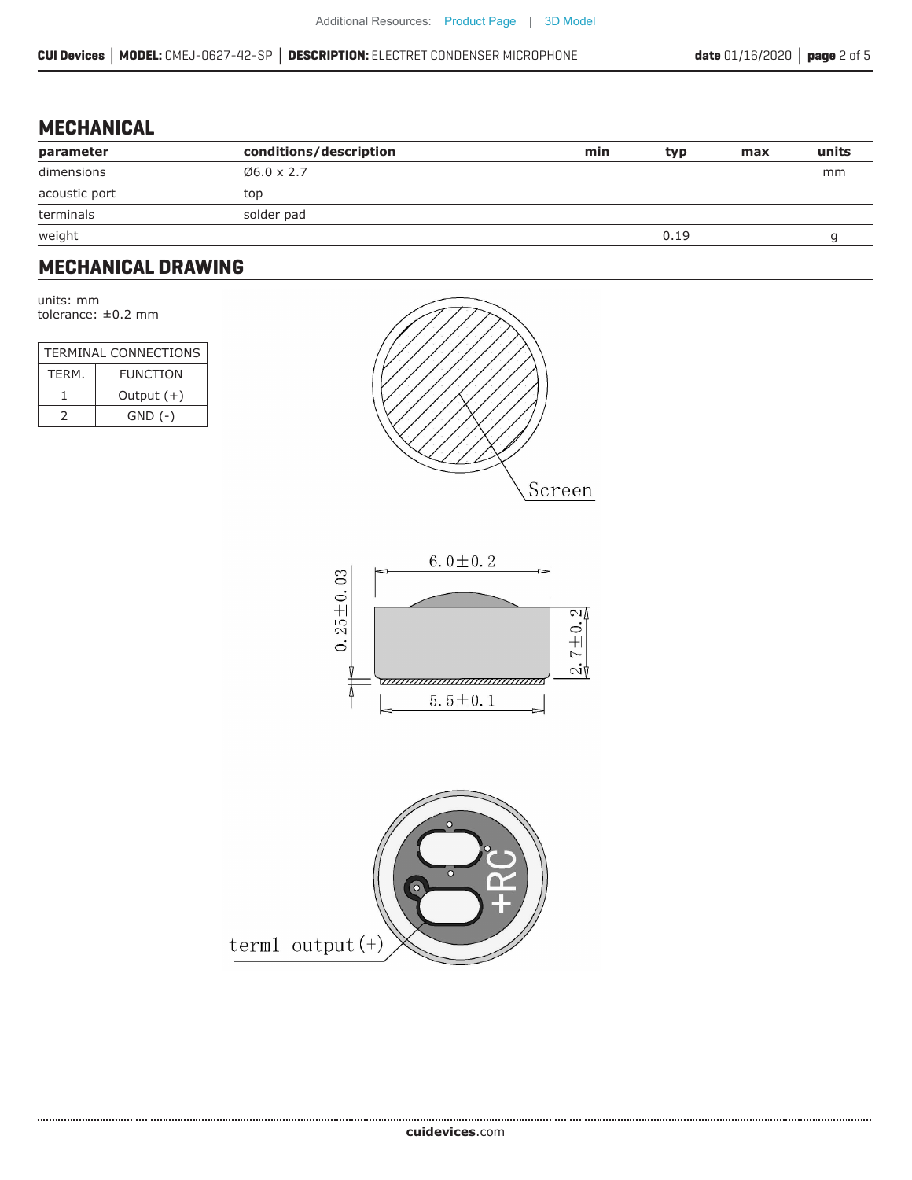## MECHANICAL

| parameter | conditions/description | min | typ | max | units |
|---|---|---|---|---|---|
| dimensions | Ø6.0 x 2.7 | | | | mm |
| acoustic port | top | | | | |
| terminals | solder pad | | | | |
| weight | | | 0.19 | | g |

## MECHANICAL DRAWING

units: mm
tolerance: ±0.2 mm

| TERMINAL CONNECTIONS | |
|---|---|
| TERM. | FUNCTION |
| 1 | Output (+) |
| 2 | GND (-) |

Screen

6.0±0.2

0.25±0.03

2.7±0.2

5.5±0.1

term1 output (+)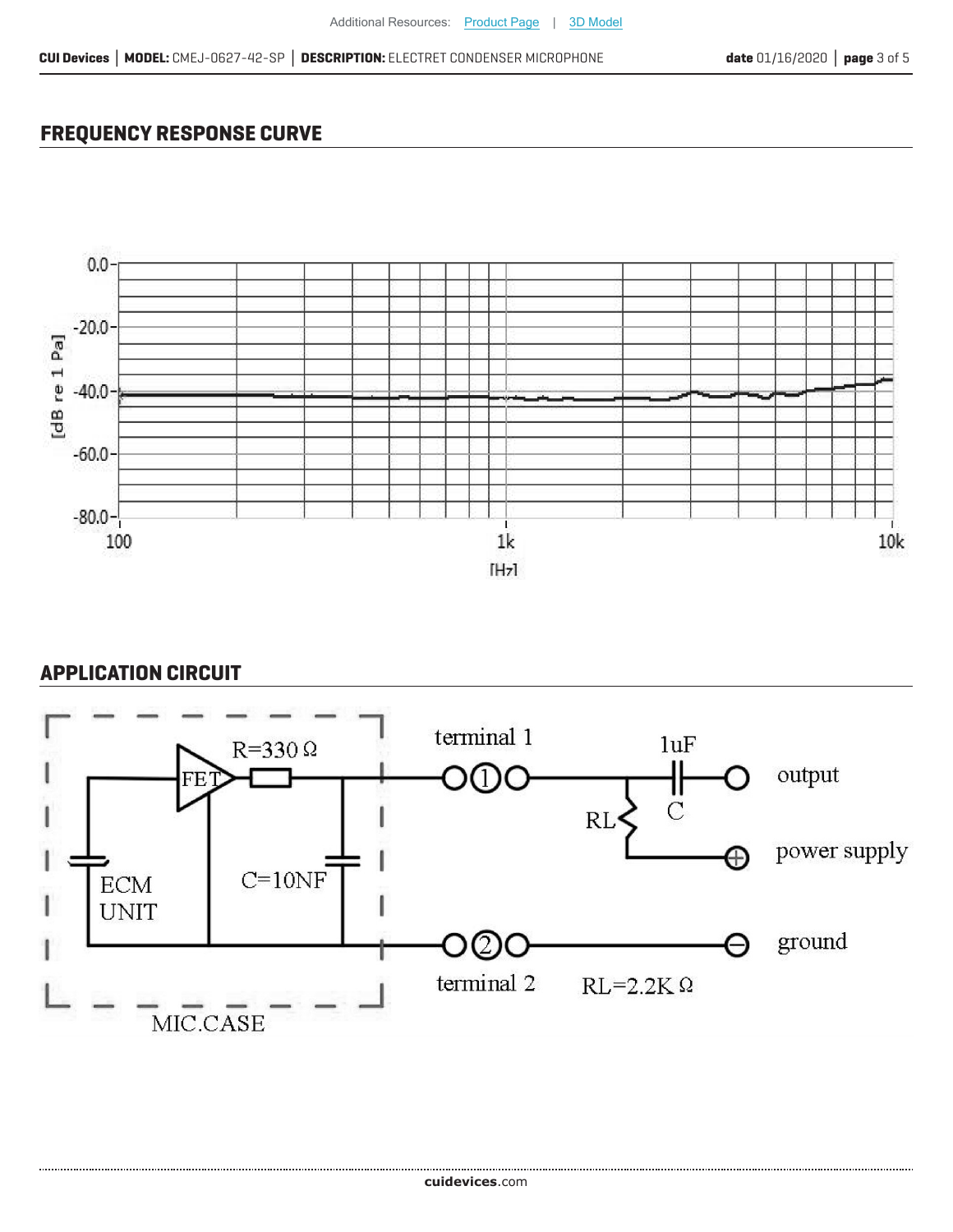## FREQUENCY RESPONSE CURVE

## APPLICATION CIRCUIT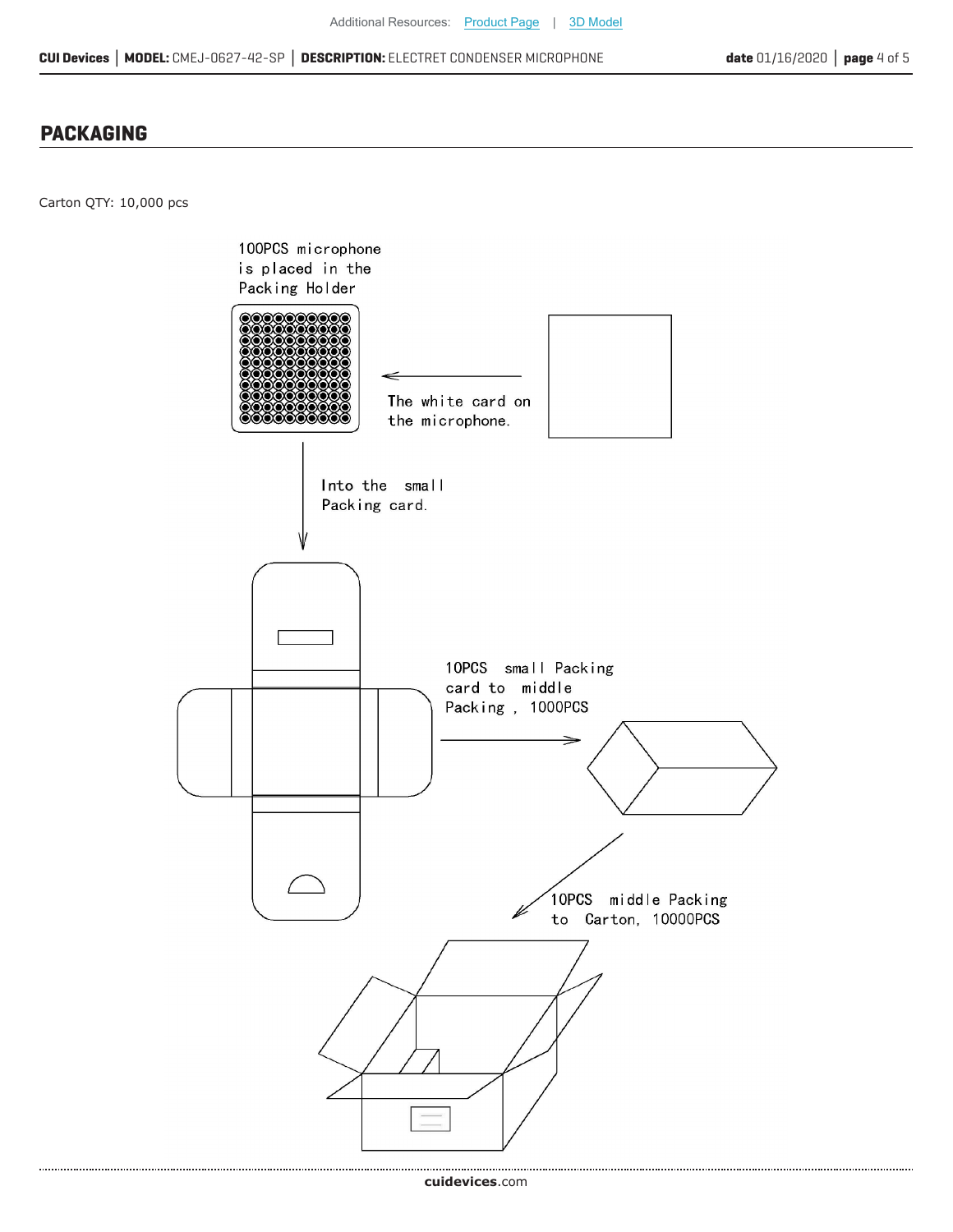## PACKAGING

Carton QTY: 10,000 pcs

100PCS microphone is placed in the Packing Holder

The white card on the microphone.

Into the small Packing card.

10PCS small Packing card to middle Packing , 1000PCS

10PCS middle Packing to Carton, 10000PCS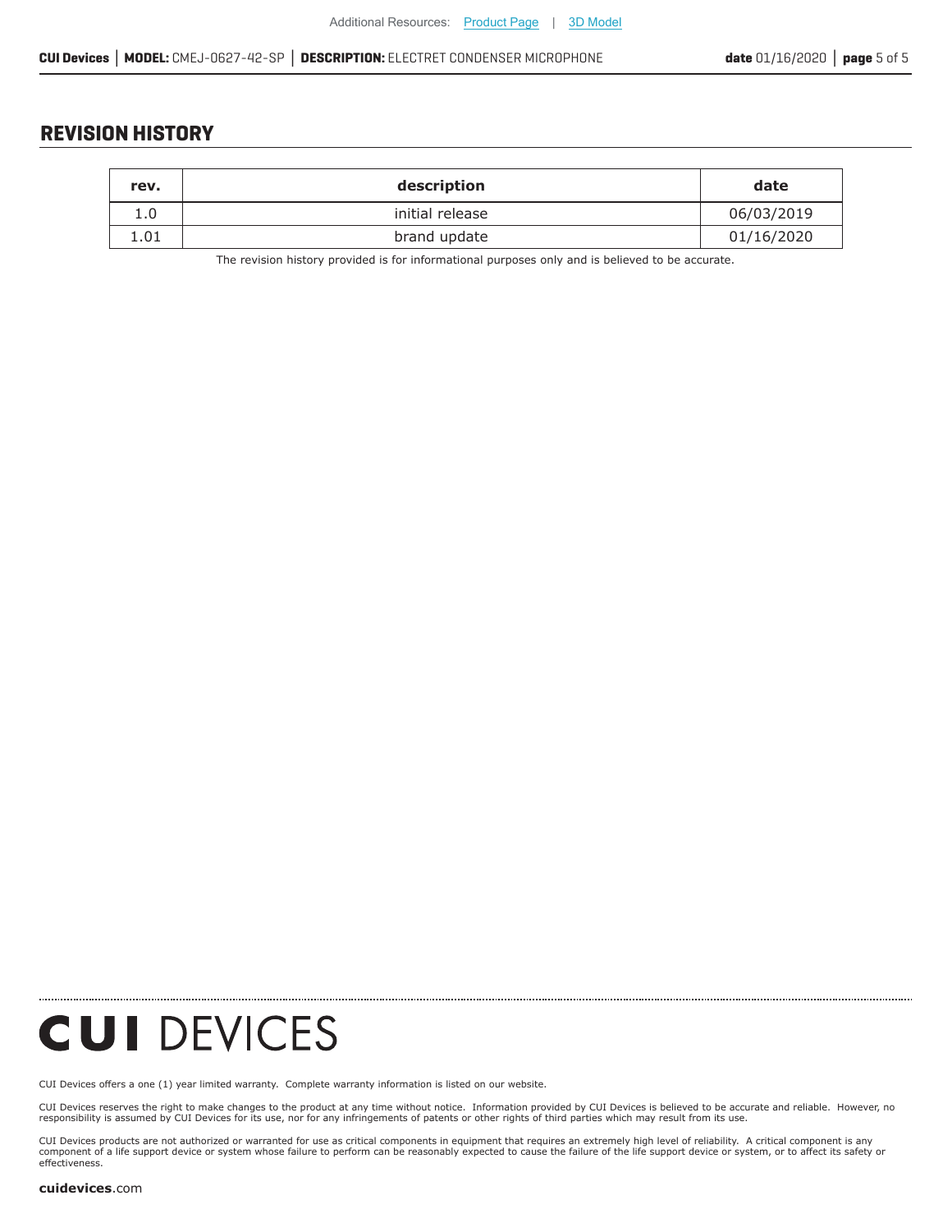## REVISION HISTORY

| rev. | description | date |
| --- | --- | --- |
| 1.0 | initial release | 06/03/2019 |
| 1.01 | brand update | 01/16/2020 |

The revision history provided is for informational purposes only and is believed to be accurate.

**CUI** DEVICES

CUI Devices offers a one (1) year limited warranty. Complete warranty information is listed on our website.

CUI Devices reserves the right to make changes to the product at any time without notice. Information provided by CUI Devices is believed to be accurate and reliable. However, no responsibility is assumed by CUI Devices for its use, nor for any infringements of patents or other rights of third parties which may result from its use.

CUI Devices products are not authorized or warranted for use as critical components in equipment that requires an extremely high level of reliability. A critical component is any component of a life support device or system whose failure to perform can be reasonably expected to cause the failure of the life support device or system, or to affect its safety or effectiveness.

**cuidevices**.com